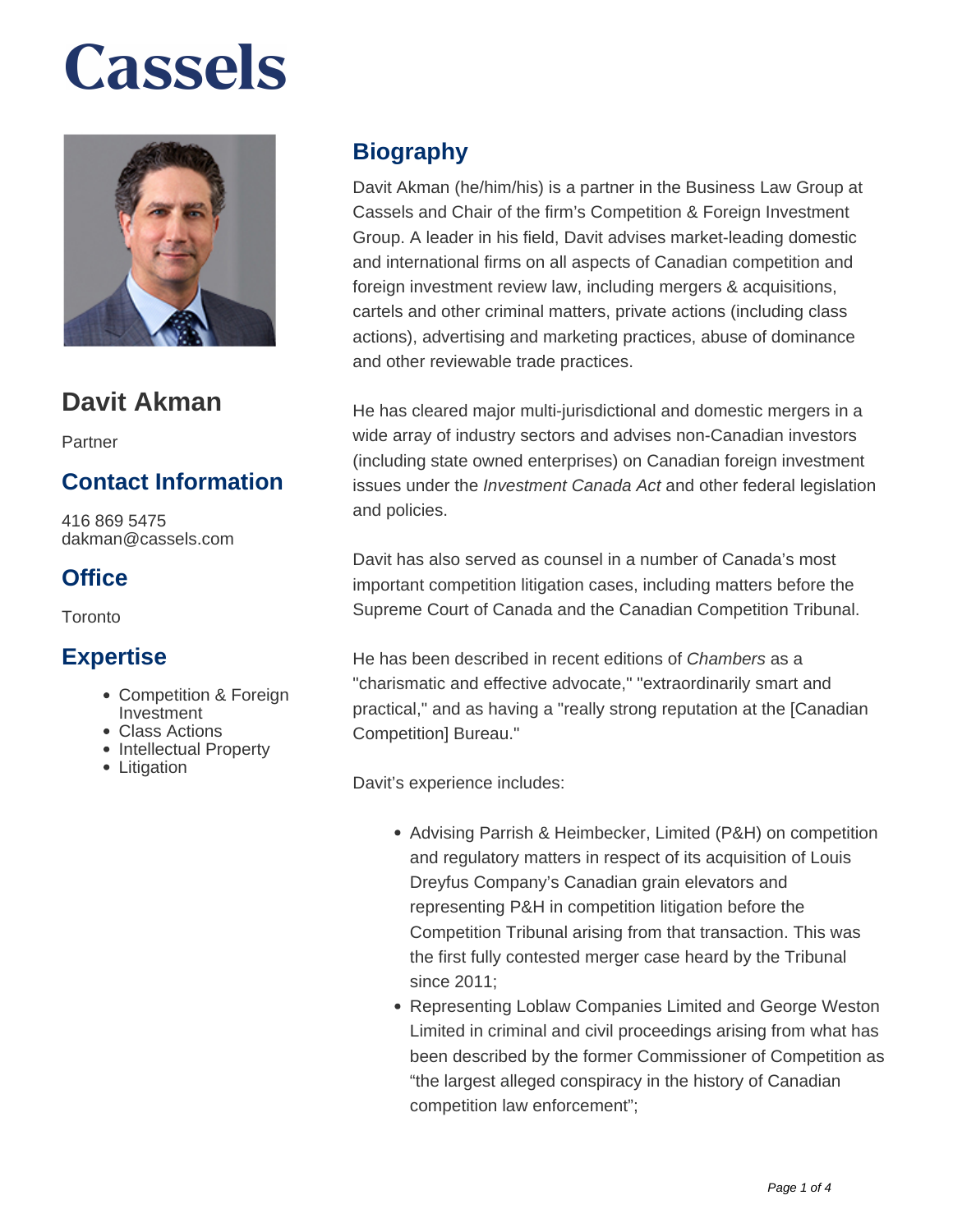# Cassels

## Davit Akman

Partner

### Contact Information

416 869 5475
dakman@cassels.com

### Office

Toronto

### Expertise

- Competition & Foreign Investment
- Class Actions
- Intellectual Property
- Litigation

## Biography

Davit Akman (he/him/his) is a partner in the Business Law Group at Cassels and Chair of the firm's Competition & Foreign Investment Group. A leader in his field, Davit advises market-leading domestic and international firms on all aspects of Canadian competition and foreign investment review law, including mergers & acquisitions, cartels and other criminal matters, private actions (including class actions), advertising and marketing practices, abuse of dominance and other reviewable trade practices.

He has cleared major multi-jurisdictional and domestic mergers in a wide array of industry sectors and advises non-Canadian investors (including state owned enterprises) on Canadian foreign investment issues under the *Investment Canada Act* and other federal legislation and policies.

Davit has also served as counsel in a number of Canada's most important competition litigation cases, including matters before the Supreme Court of Canada and the Canadian Competition Tribunal.

He has been described in recent editions of *Chambers* as a "charismatic and effective advocate," "extraordinarily smart and practical," and as having a "really strong reputation at the [Canadian Competition] Bureau."

Davit's experience includes:

- Advising Parrish & Heimbecker, Limited (P&H) on competition and regulatory matters in respect of its acquisition of Louis Dreyfus Company's Canadian grain elevators and representing P&H in competition litigation before the Competition Tribunal arising from that transaction. This was the first fully contested merger case heard by the Tribunal since 2011;
- Representing Loblaw Companies Limited and George Weston Limited in criminal and civil proceedings arising from what has been described by the former Commissioner of Competition as "the largest alleged conspiracy in the history of Canadian competition law enforcement";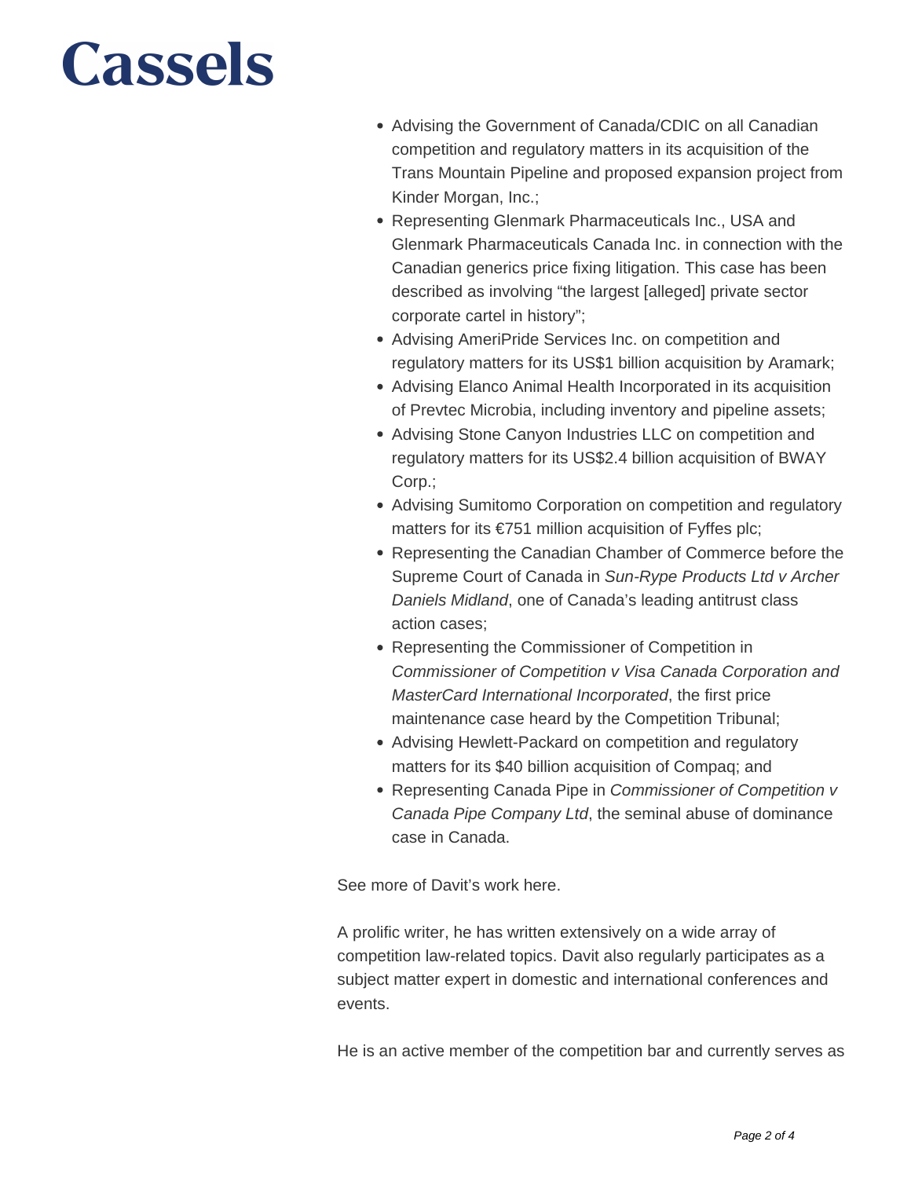- Advising the Government of Canada/CDIC on all Canadian competition and regulatory matters in its acquisition of the Trans Mountain Pipeline and proposed expansion project from Kinder Morgan, Inc.;
- Representing Glenmark Pharmaceuticals Inc., USA and Glenmark Pharmaceuticals Canada Inc. in connection with the Canadian generics price fixing litigation. This case has been described as involving "the largest [alleged] private sector corporate cartel in history";
- Advising AmeriPride Services Inc. on competition and regulatory matters for its US$1 billion acquisition by Aramark;
- Advising Elanco Animal Health Incorporated in its acquisition of Prevtec Microbia, including inventory and pipeline assets;
- Advising Stone Canyon Industries LLC on competition and regulatory matters for its US$2.4 billion acquisition of BWAY Corp.;
- Advising Sumitomo Corporation on competition and regulatory matters for its €751 million acquisition of Fyffes plc;
- Representing the Canadian Chamber of Commerce before the Supreme Court of Canada in *Sun-Rype Products Ltd v Archer Daniels Midland*, one of Canada's leading antitrust class action cases;
- Representing the Commissioner of Competition in *Commissioner of Competition v Visa Canada Corporation and MasterCard International Incorporated*, the first price maintenance case heard by the Competition Tribunal;
- Advising Hewlett-Packard on competition and regulatory matters for its $40 billion acquisition of Compaq; and
- Representing Canada Pipe in *Commissioner of Competition v Canada Pipe Company Ltd*, the seminal abuse of dominance case in Canada.

See more of Davit's work here.

A prolific writer, he has written extensively on a wide array of competition law-related topics. Davit also regularly participates as a subject matter expert in domestic and international conferences and events.

He is an active member of the competition bar and currently serves as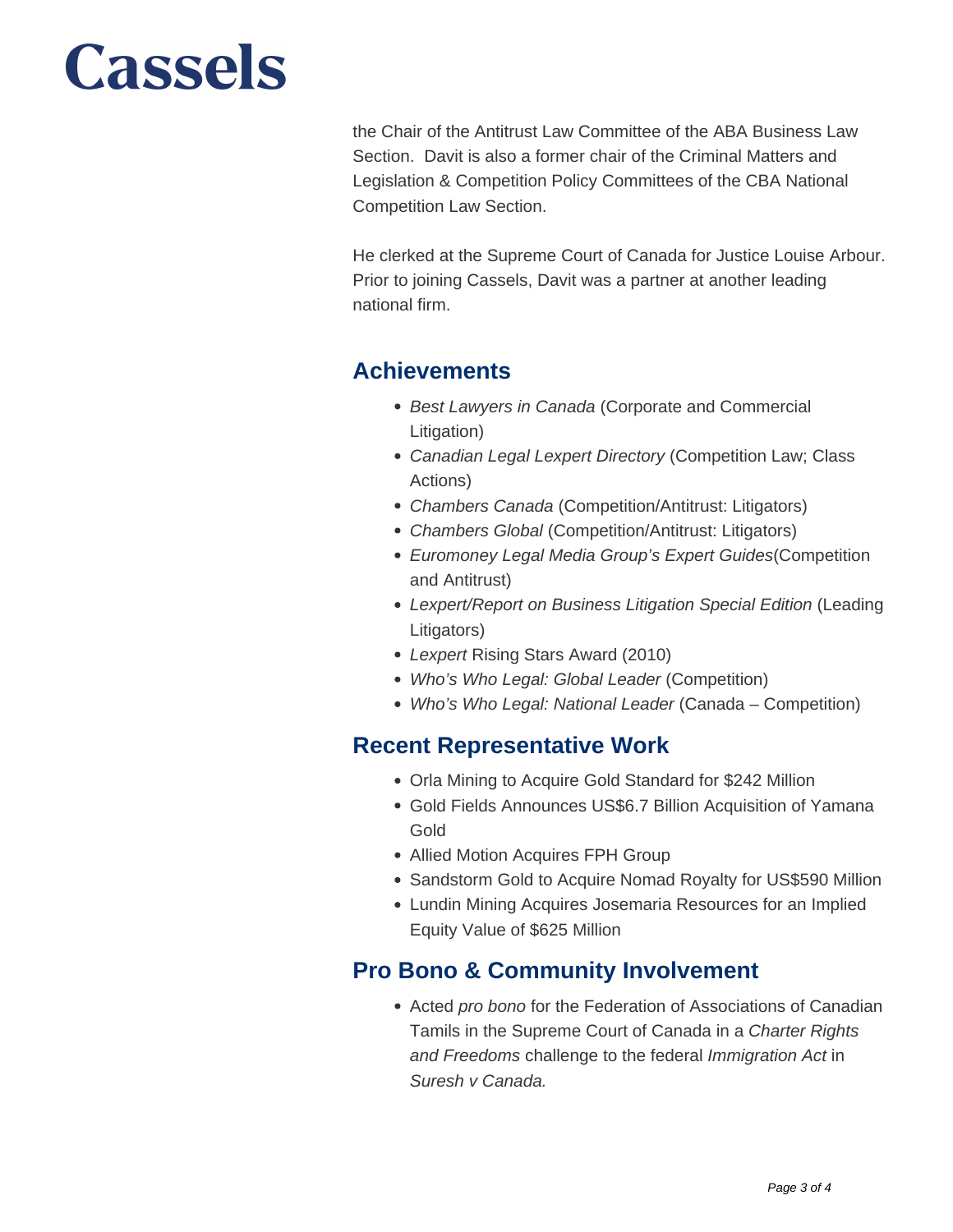the Chair of the Antitrust Law Committee of the ABA Business Law Section. Davit is also a former chair of the Criminal Matters and Legislation & Competition Policy Committees of the CBA National Competition Law Section.

He clerked at the Supreme Court of Canada for Justice Louise Arbour. Prior to joining Cassels, Davit was a partner at another leading national firm.

## Achievements

- *Best Lawyers in Canada* (Corporate and Commercial Litigation)
- *Canadian Legal Lexpert Directory* (Competition Law; Class Actions)
- *Chambers Canada* (Competition/Antitrust: Litigators)
- *Chambers Global* (Competition/Antitrust: Litigators)
- *Euromoney Legal Media Group's Expert Guides*(Competition and Antitrust)
- *Lexpert/Report on Business Litigation Special Edition* (Leading Litigators)
- *Lexpert* Rising Stars Award (2010)
- *Who's Who Legal: Global Leader* (Competition)
- *Who's Who Legal: National Leader* (Canada – Competition)

## Recent Representative Work

- Orla Mining to Acquire Gold Standard for $242 Million
- Gold Fields Announces US$6.7 Billion Acquisition of Yamana Gold
- Allied Motion Acquires FPH Group
- Sandstorm Gold to Acquire Nomad Royalty for US$590 Million
- Lundin Mining Acquires Josemaria Resources for an Implied Equity Value of $625 Million

## Pro Bono & Community Involvement

- Acted *pro bono* for the Federation of Associations of Canadian Tamils in the Supreme Court of Canada in a *Charter Rights and Freedoms* challenge to the federal *Immigration Act* in *Suresh v Canada.*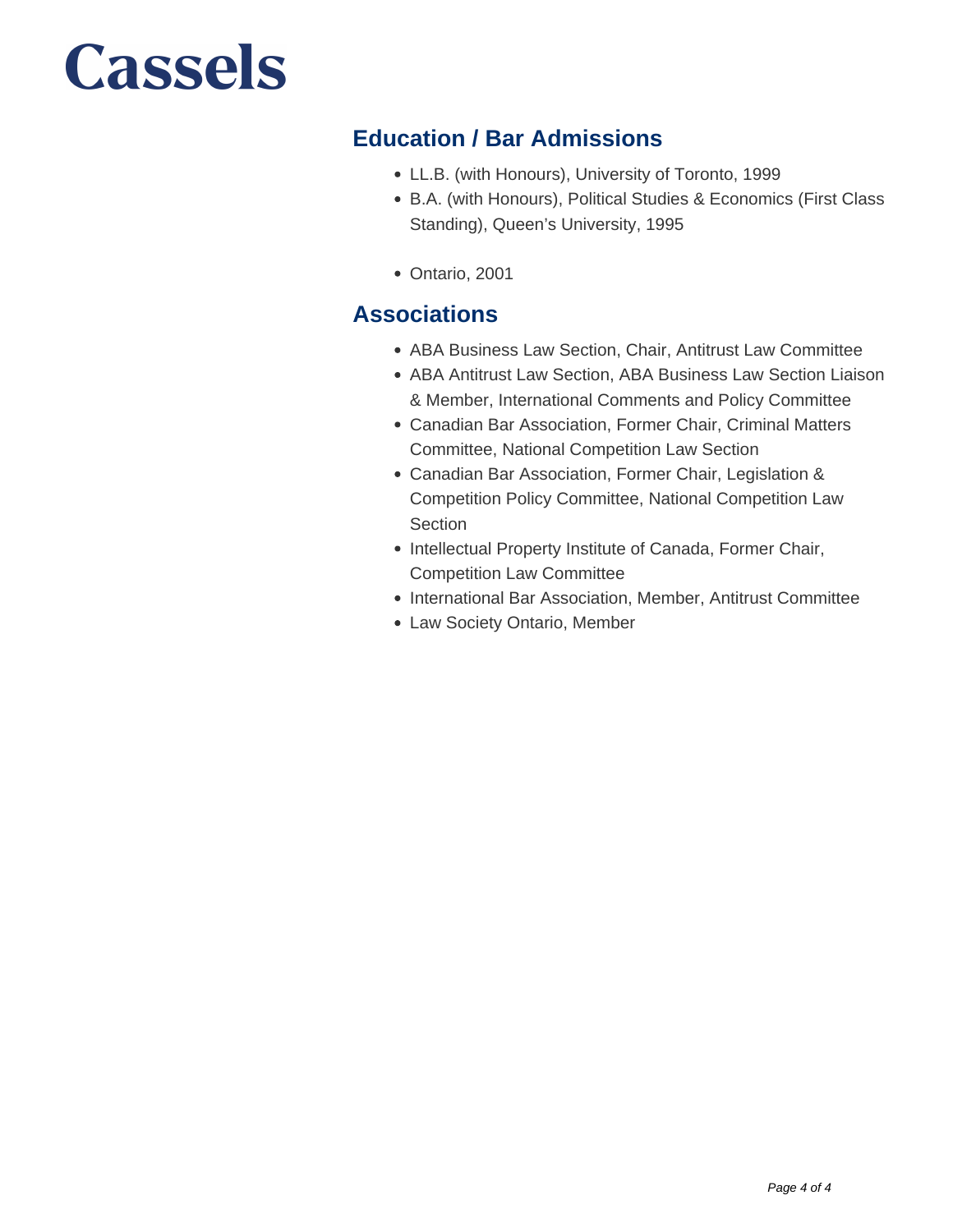## Education / Bar Admissions

- LL.B. (with Honours), University of Toronto, 1999
- B.A. (with Honours), Political Studies & Economics (First Class Standing), Queen's University, 1995

- Ontario, 2001

## Associations

- ABA Business Law Section, Chair, Antitrust Law Committee
- ABA Antitrust Law Section, ABA Business Law Section Liaison & Member, International Comments and Policy Committee
- Canadian Bar Association, Former Chair, Criminal Matters Committee, National Competition Law Section
- Canadian Bar Association, Former Chair, Legislation & Competition Policy Committee, National Competition Law Section
- Intellectual Property Institute of Canada, Former Chair, Competition Law Committee
- International Bar Association, Member, Antitrust Committee
- Law Society Ontario, Member